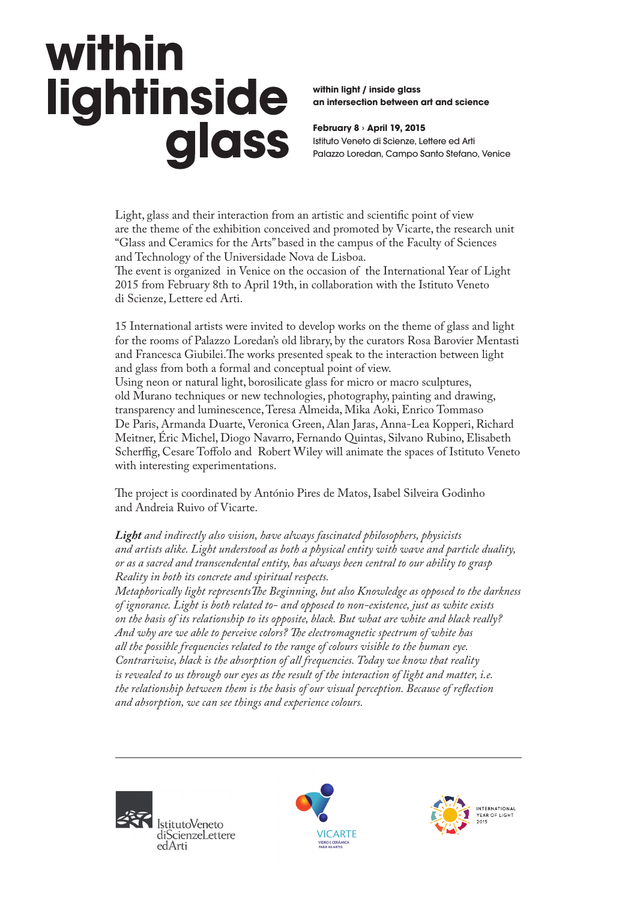# within lightinside glass

**within light / inside glass**
**an intersection between art and science**

**February 8 › April 19, 2015**
Istituto Veneto di Scienze, Lettere ed Arti
Palazzo Loredan, Campo Santo Stefano, Venice

Light, glass and their interaction from an artistic and scientific point of view are the theme of the exhibition conceived and promoted by Vicarte, the research unit "Glass and Ceramics for the Arts" based in the campus of the Faculty of Sciences and Technology of the Universidade Nova de Lisboa.
The event is organized in Venice on the occasion of the International Year of Light 2015 from February 8th to April 19th, in collaboration with the Istituto Veneto di Scienze, Lettere ed Arti.

15 International artists were invited to develop works on the theme of glass and light for the rooms of Palazzo Loredan's old library, by the curators Rosa Barovier Mentasti and Francesca Giubilei. The works presented speak to the interaction between light and glass from both a formal and conceptual point of view.
Using neon or natural light, borosilicate glass for micro or macro sculptures, old Murano techniques or new technologies, photography, painting and drawing, transparency and luminescence, Teresa Almeida, Mika Aoki, Enrico Tommaso De Paris, Armanda Duarte, Veronica Green, Alan Jaras, Anna-Lea Kopperi, Richard Meitner, Éric Michel, Diogo Navarro, Fernando Quintas, Silvano Rubino, Elisabeth Scherffig, Cesare Toffolo and Robert Wiley will animate the spaces of Istituto Veneto with interesting experimentations.

The project is coordinated by António Pires de Matos, Isabel Silveira Godinho and Andreia Ruivo of Vicarte.

***Light*** *and indirectly also vision, have always fascinated philosophers, physicists and artists alike. Light understood as both a physical entity with wave and particle duality, or as a sacred and transcendental entity, has always been central to our ability to grasp Reality in both its concrete and spiritual respects.*
*Metaphorically light represents The Beginning, but also Knowledge as opposed to the darkness of ignorance. Light is both related to- and opposed to non-existence, just as white exists on the basis of its relationship to its opposite, black. But what are white and black really? And why are we able to perceive colors? The electromagnetic spectrum of white has all the possible frequencies related to the range of colours visible to the human eye. Contrariwise, black is the absorption of all frequencies. Today we know that reality is revealed to us through our eyes as the result of the interaction of light and matter, i.e. the relationship between them is the basis of our visual perception. Because of reflection and absorption, we can see things and experience colours.*

IstitutoVeneto diScienzeLettere edArti

VICARTE
VIDRO E CERÂMICA PARA AS ARTES

INTERNATIONAL YEAR OF LIGHT 2015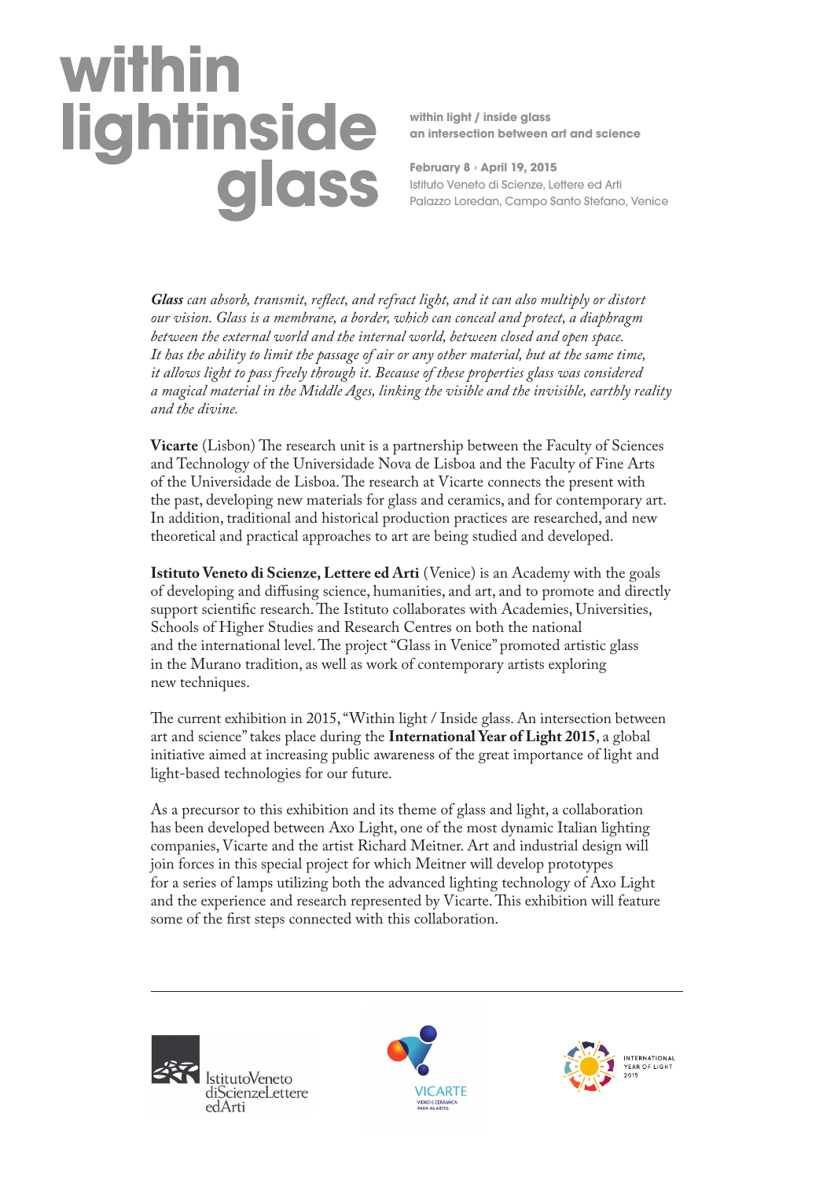# within lightinside glass

**within light / inside glass**
**an intersection between art and science**

**February 8 › April 19, 2015**
Istituto Veneto di Scienze, Lettere ed Arti
Palazzo Loredan, Campo Santo Stefano, Venice

***Glass*** *can absorb, transmit, reflect, and refract light, and it can also multiply or distort our vision. Glass is a membrane, a border, which can conceal and protect, a diaphragm between the external world and the internal world, between closed and open space. It has the ability to limit the passage of air or any other material, but at the same time, it allows light to pass freely through it. Because of these properties glass was considered a magical material in the Middle Ages, linking the visible and the invisible, earthly reality and the divine.*

**Vicarte** (Lisbon) The research unit is a partnership between the Faculty of Sciences and Technology of the Universidade Nova de Lisboa and the Faculty of Fine Arts of the Universidade de Lisboa. The research at Vicarte connects the present with the past, developing new materials for glass and ceramics, and for contemporary art. In addition, traditional and historical production practices are researched, and new theoretical and practical approaches to art are being studied and developed.

**Istituto Veneto di Scienze, Lettere ed Arti** (Venice) is an Academy with the goals of developing and diffusing science, humanities, and art, and to promote and directly support scientific research. The Istituto collaborates with Academies, Universities, Schools of Higher Studies and Research Centres on both the national and the international level. The project "Glass in Venice" promoted artistic glass in the Murano tradition, as well as work of contemporary artists exploring new techniques.

The current exhibition in 2015, "Within light / Inside glass. An intersection between art and science" takes place during the **International Year of Light 2015**, a global initiative aimed at increasing public awareness of the great importance of light and light-based technologies for our future.

As a precursor to this exhibition and its theme of glass and light, a collaboration has been developed between Axo Light, one of the most dynamic Italian lighting companies, Vicarte and the artist Richard Meitner. Art and industrial design will join forces in this special project for which Meitner will develop prototypes for a series of lamps utilizing both the advanced lighting technology of Axo Light and the experience and research represented by Vicarte. This exhibition will feature some of the first steps connected with this collaboration.

---

IstitutoVeneto diScienzeLettere edArti

VICARTE
VIDRO E CERÂMICA PARA AS ARTES

INTERNATIONAL YEAR OF LIGHT 2015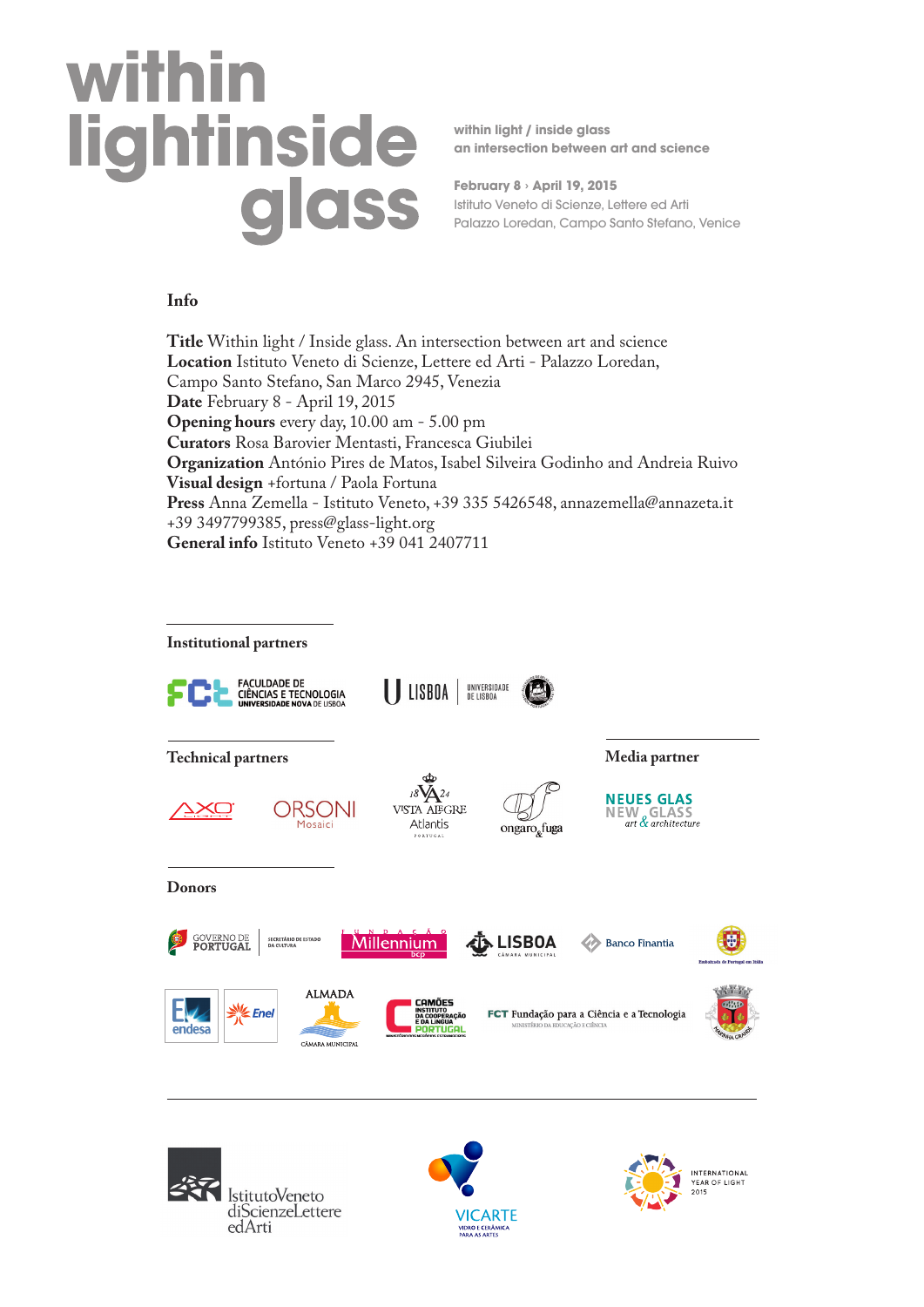# within light inside glass

**within light / inside glass**
**an intersection between art and science**

**February 8 › April 19, 2015**
Istituto Veneto di Scienze, Lettere ed Arti
Palazzo Loredan, Campo Santo Stefano, Venice

## Info

**Title** Within light / Inside glass. An intersection between art and science
**Location** Istituto Veneto di Scienze, Lettere ed Arti - Palazzo Loredan, Campo Santo Stefano, San Marco 2945, Venezia
**Date** February 8 - April 19, 2015
**Opening hours** every day, 10.00 am - 5.00 pm
**Curators** Rosa Barovier Mentasti, Francesca Giubilei
**Organization** António Pires de Matos, Isabel Silveira Godinho and Andreia Ruivo
**Visual design** +fortuna / Paola Fortuna
**Press** Anna Zemella - Istituto Veneto, +39 335 5426548, annazemella@annazeta.it
+39 3497799385, press@glass-light.org
**General info** Istituto Veneto +39 041 2407711

### Institutional partners

FCT Faculdade de Ciências e Tecnologia Universidade Nova de Lisboa
U Lisboa Universidade de Lisboa

### Technical partners

AXO Light
Orsoni Mosaici
1824 Vista Alegre Atlantis Portugal
ongaro & fuga

### Media partner

Neues Glas New Glass art & architecture

### Donors

Governo de Portugal Secretário de Estado da Cultura
Fundação Millennium bcp
Lisboa Câmara Municipal
Banco Finantia
Embaixada de Portugal em Itália
endesa
Enel
Almada Câmara Municipal
Camões Instituto da Cooperação e da Língua Portugal
FCT Fundação para a Ciência e a Tecnologia Ministério da Educação e Ciência
Marinha Grande

IstitutoVeneto diScienzeLettere edArti
VICARTE Vidro e Cerâmica para as Artes
International Year of Light 2015